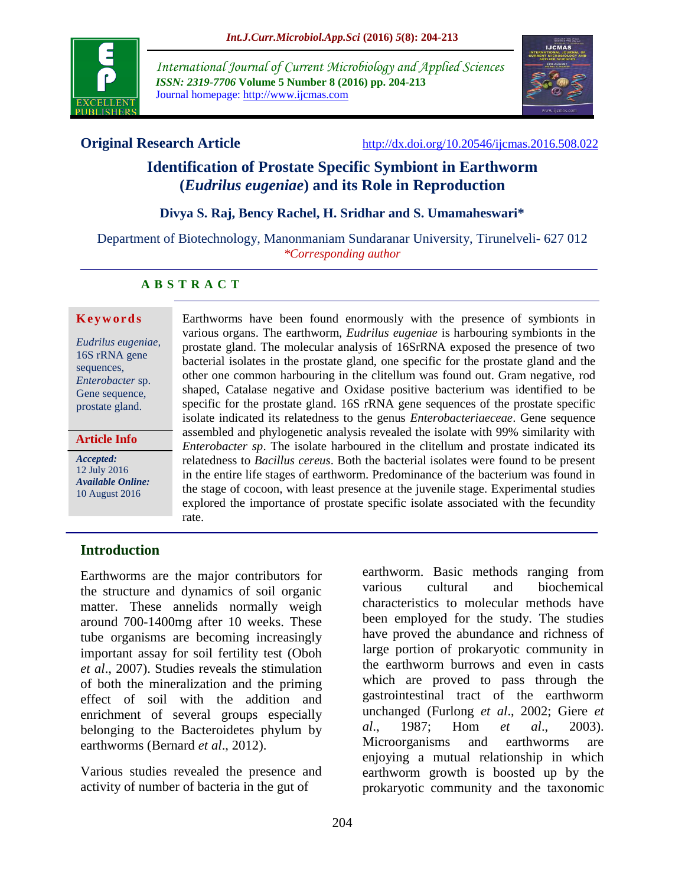**Original Research Article** http://dx.doi.org/10.20546/ijcmas.2016.508.022

# Identification of Prostate Specific Symbiont in Earthworm (*Eudrilus eugeniae*) and its Role in Reproduction

**Divya S. Raj, Bency Rachel, H. Sridhar and S. Umamaheswari***

Department of Biotechnology, Manonmaniam Sundaranar University, Tirunelveli- 627 012
*\*Corresponding author*

## ABSTRACT

**Keywords**

*Eudrilus eugeniae*, 16S rRNA gene sequences, *Enterobacter* sp. Gene sequence, prostate gland.

**Article Info**

*Accepted:* 12 July 2016
*Available Online:* 10 August 2016

Earthworms have been found enormously with the presence of symbionts in various organs. The earthworm, *Eudrilus eugeniae* is harbouring symbionts in the prostate gland. The molecular analysis of 16SrRNA exposed the presence of two bacterial isolates in the prostate gland, one specific for the prostate gland and the other one common harbouring in the clitellum was found out. Gram negative, rod shaped, Catalase negative and Oxidase positive bacterium was identified to be specific for the prostate gland. 16S rRNA gene sequences of the prostate specific isolate indicated its relatedness to the genus *Enterobacteriaeceae*. Gene sequence assembled and phylogenetic analysis revealed the isolate with 99% similarity with *Enterobacter sp*. The isolate harboured in the clitellum and prostate indicated its relatedness to *Bacillus cereus*. Both the bacterial isolates were found to be present in the entire life stages of earthworm. Predominance of the bacterium was found in the stage of cocoon, with least presence at the juvenile stage. Experimental studies explored the importance of prostate specific isolate associated with the fecundity rate.

## Introduction

Earthworms are the major contributors for the structure and dynamics of soil organic matter. These annelids normally weigh around 700-1400mg after 10 weeks. These tube organisms are becoming increasingly important assay for soil fertility test (Oboh *et al*., 2007). Studies reveals the stimulation of both the mineralization and the priming effect of soil with the addition and enrichment of several groups especially belonging to the Bacteroidetes phylum by earthworms (Bernard *et al*., 2012).

Various studies revealed the presence and activity of number of bacteria in the gut of earthworm. Basic methods ranging from various cultural and biochemical characteristics to molecular methods have been employed for the study. The studies have proved the abundance and richness of large portion of prokaryotic community in the earthworm burrows and even in casts which are proved to pass through the gastrointestinal tract of the earthworm unchanged (Furlong *et al*., 2002; Giere *et al*., 1987; Hom *et al*., 2003). Microorganisms and earthworms are enjoying a mutual relationship in which earthworm growth is boosted up by the prokaryotic community and the taxonomic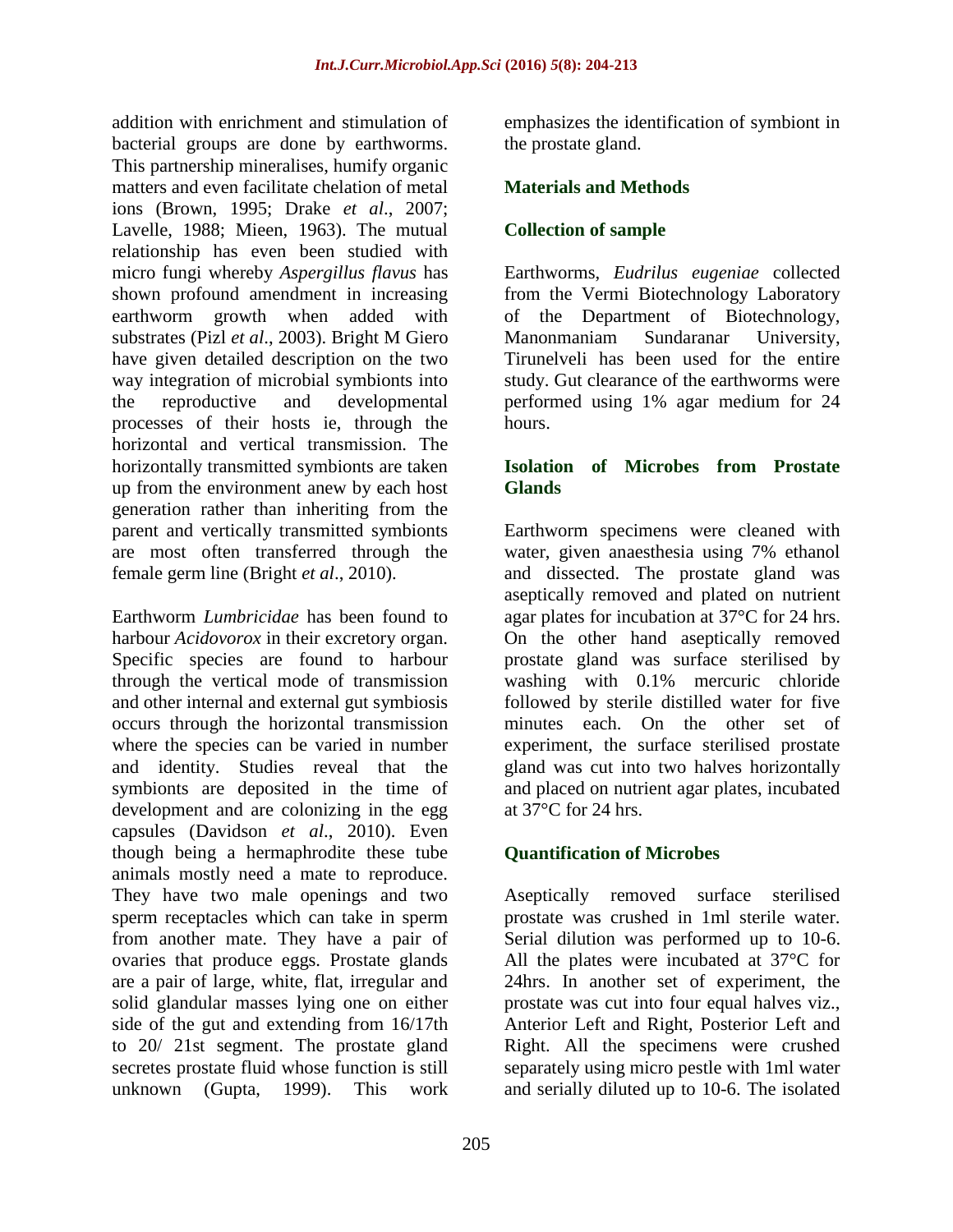addition with enrichment and stimulation of bacterial groups are done by earthworms. This partnership mineralises, humify organic matters and even facilitate chelation of metal ions (Brown, 1995; Drake *et al*., 2007; Lavelle, 1988; Mieen, 1963). The mutual relationship has even been studied with micro fungi whereby *Aspergillus flavus* has shown profound amendment in increasing earthworm growth when added with substrates (Pizl *et al*., 2003). Bright M Giero have given detailed description on the two way integration of microbial symbionts into the reproductive and developmental processes of their hosts ie, through the horizontal and vertical transmission. The horizontally transmitted symbionts are taken up from the environment anew by each host generation rather than inheriting from the parent and vertically transmitted symbionts are most often transferred through the female germ line (Bright *et al*., 2010).

Earthworm *Lumbricidae* has been found to harbour *Acidovorox* in their excretory organ. Specific species are found to harbour through the vertical mode of transmission and other internal and external gut symbiosis occurs through the horizontal transmission where the species can be varied in number and identity. Studies reveal that the symbionts are deposited in the time of development and are colonizing in the egg capsules (Davidson *et al*., 2010). Even though being a hermaphrodite these tube animals mostly need a mate to reproduce. They have two male openings and two sperm receptacles which can take in sperm from another mate. They have a pair of ovaries that produce eggs. Prostate glands are a pair of large, white, flat, irregular and solid glandular masses lying one on either side of the gut and extending from 16/17th to 20/ 21st segment. The prostate gland secretes prostate fluid whose function is still unknown (Gupta, 1999). This work emphasizes the identification of symbiont in the prostate gland.

## Materials and Methods

### Collection of sample

Earthworms, *Eudrilus eugeniae* collected from the Vermi Biotechnology Laboratory of the Department of Biotechnology, Manonmaniam Sundaranar University, Tirunelveli has been used for the entire study. Gut clearance of the earthworms were performed using 1% agar medium for 24 hours.

### Isolation of Microbes from Prostate Glands

Earthworm specimens were cleaned with water, given anaesthesia using 7% ethanol and dissected. The prostate gland was aseptically removed and plated on nutrient agar plates for incubation at 37°C for 24 hrs. On the other hand aseptically removed prostate gland was surface sterilised by washing with 0.1% mercuric chloride followed by sterile distilled water for five minutes each. On the other set of experiment, the surface sterilised prostate gland was cut into two halves horizontally and placed on nutrient agar plates, incubated at 37°C for 24 hrs.

### Quantification of Microbes

Aseptically removed surface sterilised prostate was crushed in 1ml sterile water. Serial dilution was performed up to 10-6. All the plates were incubated at 37°C for 24hrs. In another set of experiment, the prostate was cut into four equal halves viz., Anterior Left and Right, Posterior Left and Right. All the specimens were crushed separately using micro pestle with 1ml water and serially diluted up to 10-6. The isolated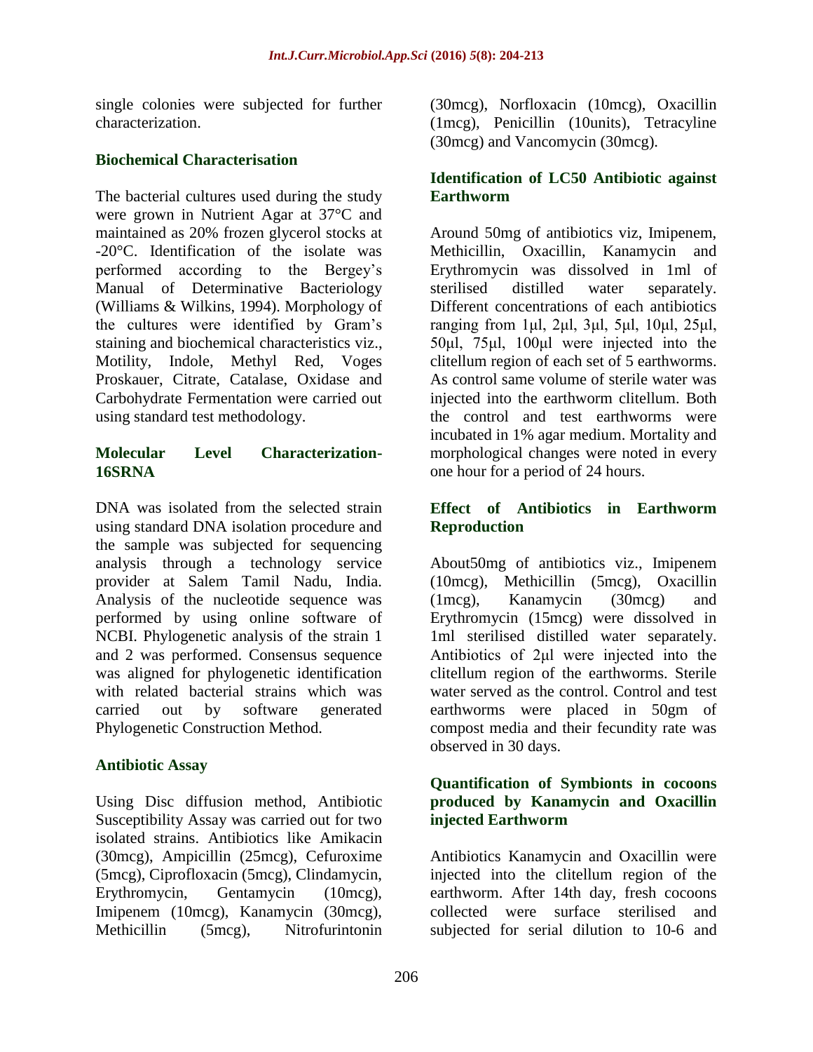single colonies were subjected for further characterization.

### Biochemical Characterisation

The bacterial cultures used during the study were grown in Nutrient Agar at 37°C and maintained as 20% frozen glycerol stocks at -20°C. Identification of the isolate was performed according to the Bergey's Manual of Determinative Bacteriology (Williams & Wilkins, 1994). Morphology of the cultures were identified by Gram's staining and biochemical characteristics viz., Motility, Indole, Methyl Red, Voges Proskauer, Citrate, Catalase, Oxidase and Carbohydrate Fermentation were carried out using standard test methodology.

### Molecular Level Characterization-16SRNA

DNA was isolated from the selected strain using standard DNA isolation procedure and the sample was subjected for sequencing analysis through a technology service provider at Salem Tamil Nadu, India. Analysis of the nucleotide sequence was performed by using online software of NCBI. Phylogenetic analysis of the strain 1 and 2 was performed. Consensus sequence was aligned for phylogenetic identification with related bacterial strains which was carried out by software generated Phylogenetic Construction Method.

### Antibiotic Assay

Using Disc diffusion method, Antibiotic Susceptibility Assay was carried out for two isolated strains. Antibiotics like Amikacin (30mcg), Ampicillin (25mcg), Cefuroxime (5mcg), Ciprofloxacin (5mcg), Clindamycin, Erythromycin, Gentamycin (10mcg), Imipenem (10mcg), Kanamycin (30mcg), Methicillin (5mcg), Nitrofurintonin (30mcg), Norfloxacin (10mcg), Oxacillin (1mcg), Penicillin (10units), Tetracyline (30mcg) and Vancomycin (30mcg).

### Identification of LC50 Antibiotic against Earthworm

Around 50mg of antibiotics viz, Imipenem, Methicillin, Oxacillin, Kanamycin and Erythromycin was dissolved in 1ml of sterilised distilled water separately. Different concentrations of each antibiotics ranging from 1μl, 2μl, 3μl, 5μl, 10μl, 25μl, 50μl, 75μl, 100μl were injected into the clitellum region of each set of 5 earthworms. As control same volume of sterile water was injected into the earthworm clitellum. Both the control and test earthworms were incubated in 1% agar medium. Mortality and morphological changes were noted in every one hour for a period of 24 hours.

### Effect of Antibiotics in Earthworm Reproduction

About50mg of antibiotics viz., Imipenem (10mcg), Methicillin (5mcg), Oxacillin (1mcg), Kanamycin (30mcg) and Erythromycin (15mcg) were dissolved in 1ml sterilised distilled water separately. Antibiotics of 2μl were injected into the clitellum region of the earthworms. Sterile water served as the control. Control and test earthworms were placed in 50gm of compost media and their fecundity rate was observed in 30 days.

### Quantification of Symbionts in cocoons produced by Kanamycin and Oxacillin injected Earthworm

Antibiotics Kanamycin and Oxacillin were injected into the clitellum region of the earthworm. After 14th day, fresh cocoons collected were surface sterilised and subjected for serial dilution to 10-6 and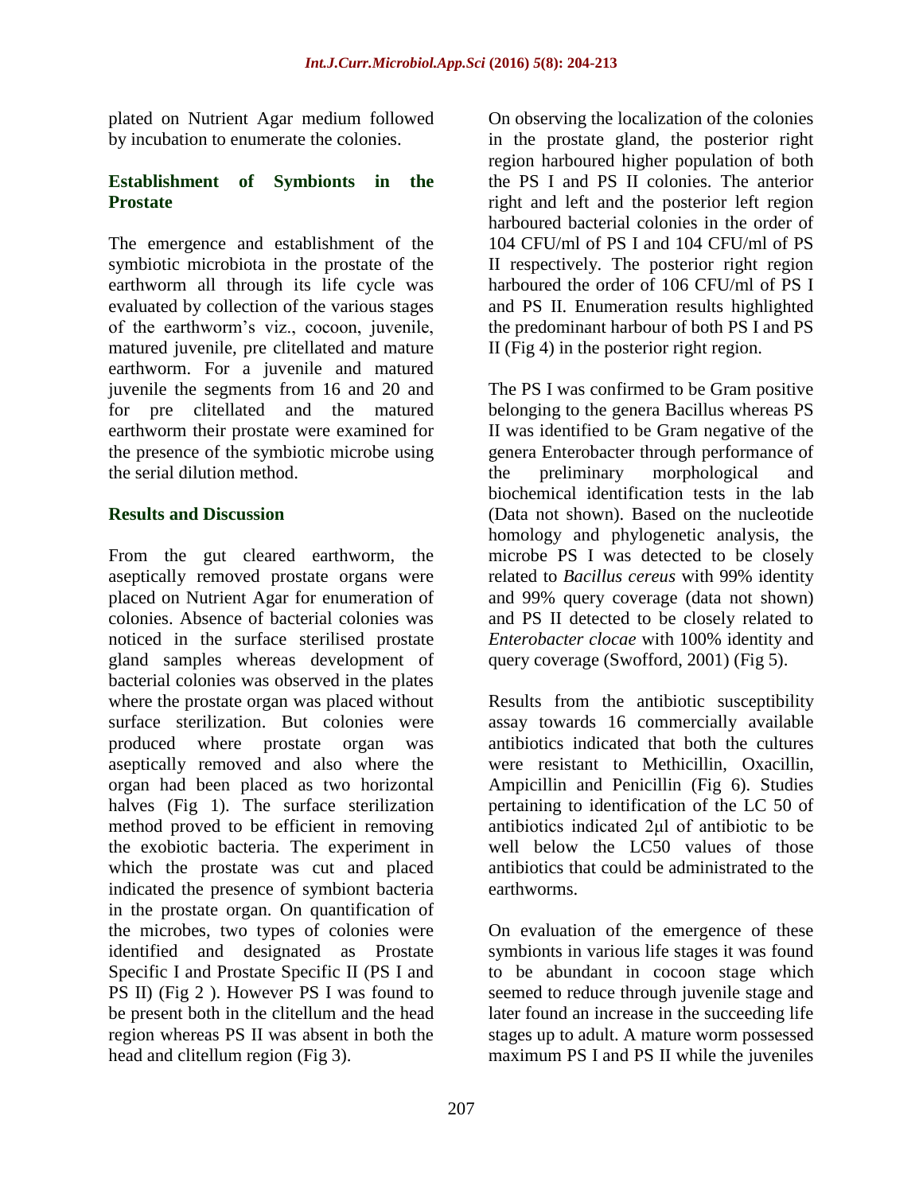plated on Nutrient Agar medium followed by incubation to enumerate the colonies.

## Establishment of Symbionts in the Prostate

The emergence and establishment of the symbiotic microbiota in the prostate of the earthworm all through its life cycle was evaluated by collection of the various stages of the earthworm's viz., cocoon, juvenile, matured juvenile, pre clitellated and mature earthworm. For a juvenile and matured juvenile the segments from 16 and 20 and for pre clitellated and the matured earthworm their prostate were examined for the presence of the symbiotic microbe using the serial dilution method.

## Results and Discussion

From the gut cleared earthworm, the aseptically removed prostate organs were placed on Nutrient Agar for enumeration of colonies. Absence of bacterial colonies was noticed in the surface sterilised prostate gland samples whereas development of bacterial colonies was observed in the plates where the prostate organ was placed without surface sterilization. But colonies were produced where prostate organ was aseptically removed and also where the organ had been placed as two horizontal halves (Fig 1). The surface sterilization method proved to be efficient in removing the exobiotic bacteria. The experiment in which the prostate was cut and placed indicated the presence of symbiont bacteria in the prostate organ. On quantification of the microbes, two types of colonies were identified and designated as Prostate Specific I and Prostate Specific II (PS I and PS II) (Fig 2 ). However PS I was found to be present both in the clitellum and the head region whereas PS II was absent in both the head and clitellum region (Fig 3).

On observing the localization of the colonies in the prostate gland, the posterior right region harboured higher population of both the PS I and PS II colonies. The anterior right and left and the posterior left region harboured bacterial colonies in the order of 104 CFU/ml of PS I and 104 CFU/ml of PS II respectively. The posterior right region harboured the order of 106 CFU/ml of PS I and PS II. Enumeration results highlighted the predominant harbour of both PS I and PS II (Fig 4) in the posterior right region.

The PS I was confirmed to be Gram positive belonging to the genera Bacillus whereas PS II was identified to be Gram negative of the genera Enterobacter through performance of the preliminary morphological and biochemical identification tests in the lab (Data not shown). Based on the nucleotide homology and phylogenetic analysis, the microbe PS I was detected to be closely related to *Bacillus cereus* with 99% identity and 99% query coverage (data not shown) and PS II detected to be closely related to *Enterobacter clocae* with 100% identity and query coverage (Swofford, 2001) (Fig 5).

Results from the antibiotic susceptibility assay towards 16 commercially available antibiotics indicated that both the cultures were resistant to Methicillin, Oxacillin, Ampicillin and Penicillin (Fig 6). Studies pertaining to identification of the LC 50 of antibiotics indicated 2µl of antibiotic to be well below the LC50 values of those antibiotics that could be administrated to the earthworms.

On evaluation of the emergence of these symbionts in various life stages it was found to be abundant in cocoon stage which seemed to reduce through juvenile stage and later found an increase in the succeeding life stages up to adult. A mature worm possessed maximum PS I and PS II while the juveniles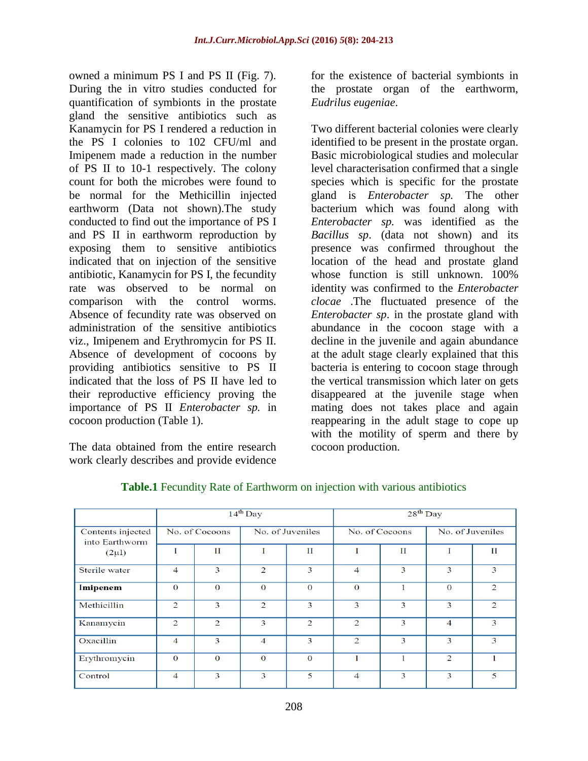owned a minimum PS I and PS II (Fig. 7). During the in vitro studies conducted for quantification of symbionts in the prostate gland the sensitive antibiotics such as Kanamycin for PS I rendered a reduction in the PS I colonies to 102 CFU/ml and Imipenem made a reduction in the number of PS II to 10-1 respectively. The colony count for both the microbes were found to be normal for the Methicillin injected earthworm (Data not shown).The study conducted to find out the importance of PS I and PS II in earthworm reproduction by exposing them to sensitive antibiotics indicated that on injection of the sensitive antibiotic, Kanamycin for PS I, the fecundity rate was observed to be normal on comparison with the control worms. Absence of fecundity rate was observed on administration of the sensitive antibiotics viz., Imipenem and Erythromycin for PS II. Absence of development of cocoons by providing antibiotics sensitive to PS II indicated that the loss of PS II have led to their reproductive efficiency proving the importance of PS II *Enterobacter sp.* in cocoon production (Table 1).

The data obtained from the entire research work clearly describes and provide evidence for the existence of bacterial symbionts in the prostate organ of the earthworm, *Eudrilus eugeniae*.

Two different bacterial colonies were clearly identified to be present in the prostate organ. Basic microbiological studies and molecular level characterisation confirmed that a single species which is specific for the prostate gland is *Enterobacter sp.* The other bacterium which was found along with *Enterobacter sp.* was identified as the *Bacillus sp*. (data not shown) and its presence was confirmed throughout the location of the head and prostate gland whose function is still unknown. 100% identity was confirmed to the *Enterobacter clocae* .The fluctuated presence of the *Enterobacter sp*. in the prostate gland with abundance in the cocoon stage with a decline in the juvenile and again abundance at the adult stage clearly explained that this bacteria is entering to cocoon stage through the vertical transmission which later on gets disappeared at the juvenile stage when mating does not takes place and again reappearing in the adult stage to cope up with the motility of sperm and there by cocoon production.

**Table.1** Fecundity Rate of Earthworm on injection with various antibiotics

| Contents injected into Earthworm (2µl) | 14th Day | | | | 28th Day | | | |
|---|---|---|---|---|---|---|---|---|
| | No. of Cocoons | | No. of Juveniles | | No. of Cocoons | | No. of Juveniles | |
| | I | II | I | II | I | II | I | II |
| Sterile water | 4 | 3 | 2 | 3 | 4 | 3 | 3 | 3 |
| **Imipenem** | 0 | 0 | 0 | 0 | 0 | 1 | 0 | 2 |
| Methicillin | 2 | 3 | 2 | 3 | 3 | 3 | 3 | 2 |
| Kanamycin | 2 | 2 | 3 | 2 | 2 | 3 | 4 | 3 |
| Oxacillin | 4 | 3 | 4 | 3 | 2 | 3 | 3 | 3 |
| Erythromycin | 0 | 0 | 0 | 0 | 1 | 1 | 2 | 1 |
| Control | 4 | 3 | 3 | 5 | 4 | 3 | 3 | 5 |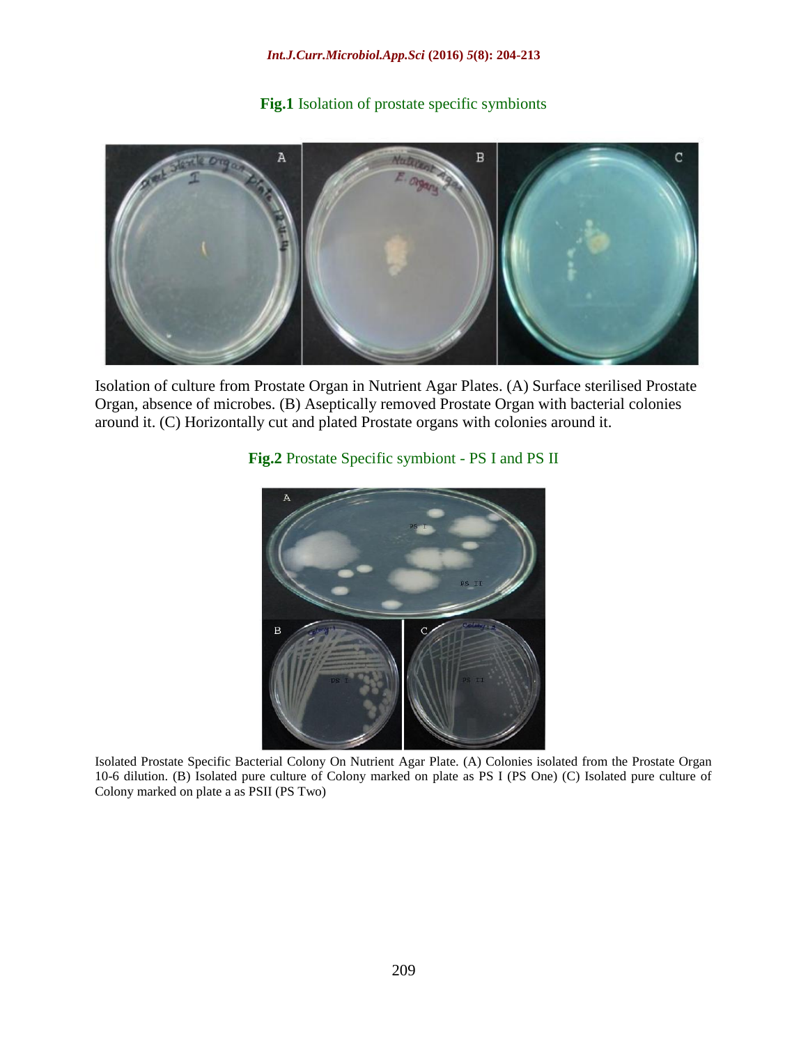**Fig.1** Isolation of prostate specific symbionts

Isolation of culture from Prostate Organ in Nutrient Agar Plates. (A) Surface sterilised Prostate Organ, absence of microbes. (B) Aseptically removed Prostate Organ with bacterial colonies around it. (C) Horizontally cut and plated Prostate organs with colonies around it.

**Fig.2** Prostate Specific symbiont - PS I and PS II

Isolated Prostate Specific Bacterial Colony On Nutrient Agar Plate. (A) Colonies isolated from the Prostate Organ 10-6 dilution. (B) Isolated pure culture of Colony marked on plate as PS I (PS One) (C) Isolated pure culture of Colony marked on plate a as PSII (PS Two)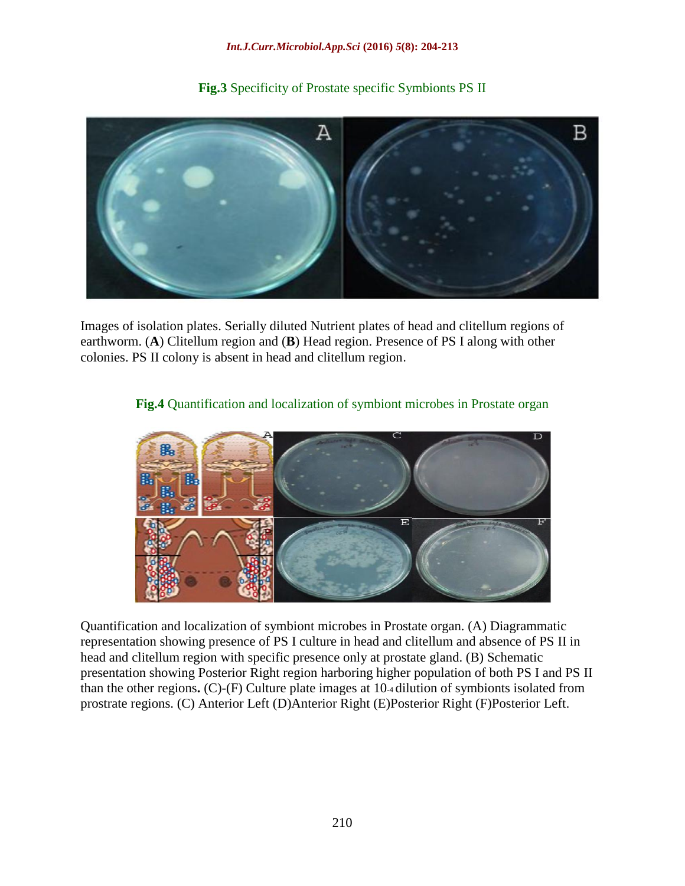**Fig.3** Specificity of Prostate specific Symbionts PS II

Images of isolation plates. Serially diluted Nutrient plates of head and clitellum regions of earthworm. (**A**) Clitellum region and (**B**) Head region. Presence of PS I along with other colonies. PS II colony is absent in head and clitellum region.

**Fig.4** Quantification and localization of symbiont microbes in Prostate organ

Quantification and localization of symbiont microbes in Prostate organ. (A) Diagrammatic representation showing presence of PS I culture in head and clitellum and absence of PS II in head and clitellum region with specific presence only at prostate gland. (B) Schematic presentation showing Posterior Right region harboring higher population of both PS I and PS II than the other regions**.** (C)-(F) Culture plate images at $10^{-4}$ dilution of symbionts isolated from prostrate regions. (C) Anterior Left (D)Anterior Right (E)Posterior Right (F)Posterior Left.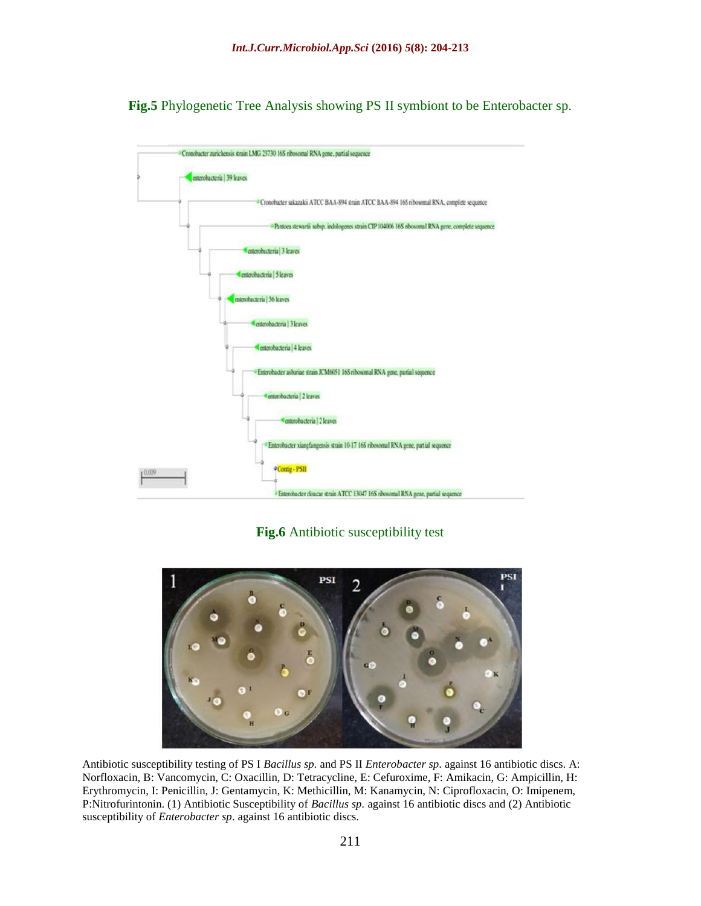**Fig.5** Phylogenetic Tree Analysis showing PS II symbiont to be Enterobacter sp.

**Fig.6** Antibiotic susceptibility test

Antibiotic susceptibility testing of PS I *Bacillus sp.* and PS II *Enterobacter sp*. against 16 antibiotic discs. A: Norfloxacin, B: Vancomycin, C: Oxacillin, D: Tetracycline, E: Cefuroxime, F: Amikacin, G: Ampicillin, H: Erythromycin, I: Penicillin, J: Gentamycin, K: Methicillin, M: Kanamycin, N: Ciprofloxacin, O: Imipenem, P:Nitrofurintonin. (1) Antibiotic Susceptibility of *Bacillus sp.* against 16 antibiotic discs and (2) Antibiotic susceptibility of *Enterobacter sp*. against 16 antibiotic discs.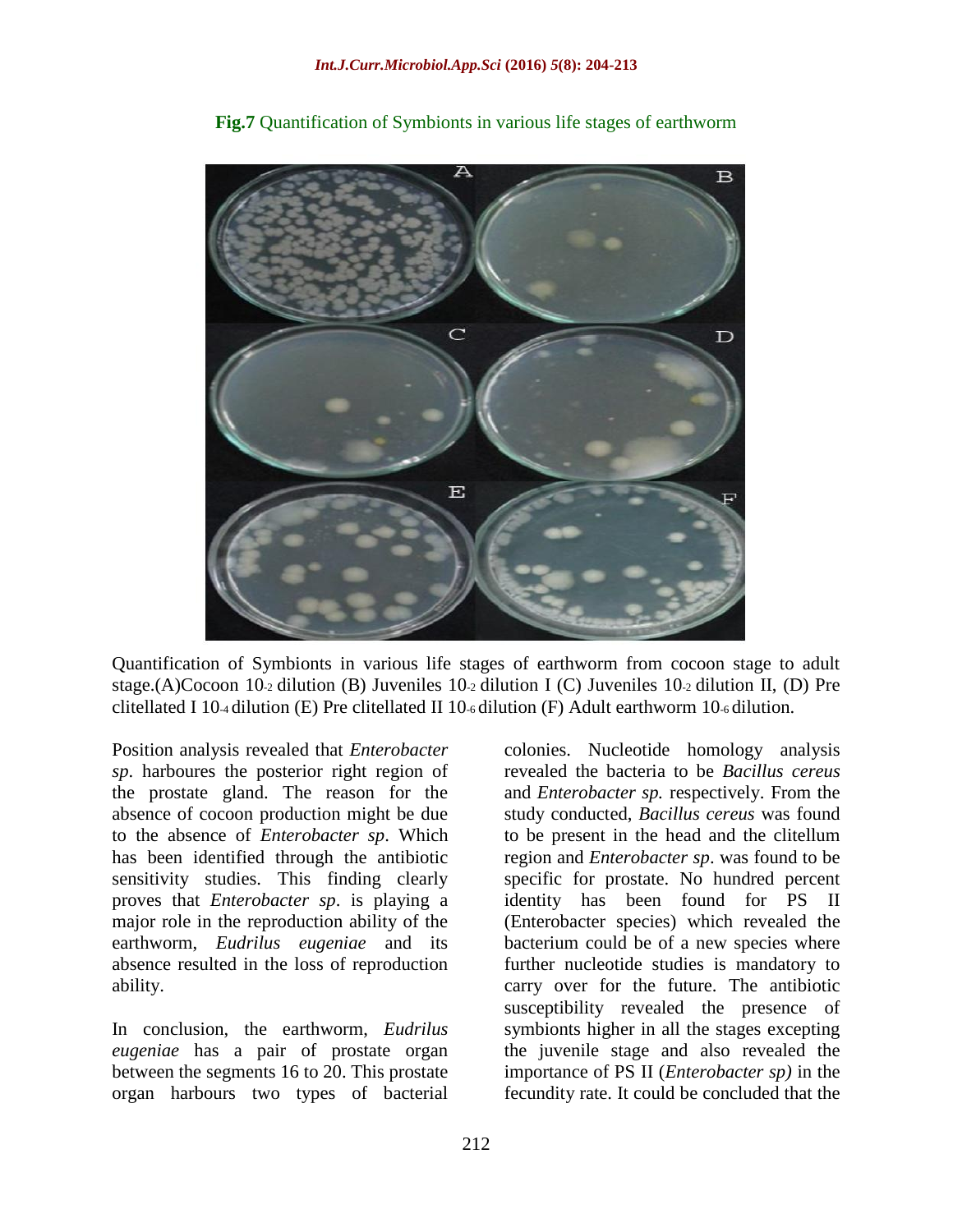**Fig.7** Quantification of Symbionts in various life stages of earthworm

Quantification of Symbionts in various life stages of earthworm from cocoon stage to adult stage.(A)Cocoon $10^{-2}$ dilution (B) Juveniles $10^{-2}$ dilution I (C) Juveniles $10^{-2}$ dilution II, (D) Pre clitellated I $10^{-4}$ dilution (E) Pre clitellated II $10^{-6}$ dilution (F) Adult earthworm $10^{-6}$ dilution.

Position analysis revealed that *Enterobacter sp*. harboures the posterior right region of the prostate gland. The reason for the absence of cocoon production might be due to the absence of *Enterobacter sp*. Which has been identified through the antibiotic sensitivity studies. This finding clearly proves that *Enterobacter sp*. is playing a major role in the reproduction ability of the earthworm, *Eudrilus eugeniae* and its absence resulted in the loss of reproduction ability.

In conclusion, the earthworm, *Eudrilus eugeniae* has a pair of prostate organ between the segments 16 to 20. This prostate organ harbours two types of bacterial colonies. Nucleotide homology analysis revealed the bacteria to be *Bacillus cereus* and *Enterobacter sp.* respectively. From the study conducted, *Bacillus cereus* was found to be present in the head and the clitellum region and *Enterobacter sp*. was found to be specific for prostate. No hundred percent identity has been found for PS II (Enterobacter species) which revealed the bacterium could be of a new species where further nucleotide studies is mandatory to carry over for the future. The antibiotic susceptibility revealed the presence of symbionts higher in all the stages excepting the juvenile stage and also revealed the importance of PS II (*Enterobacter sp)* in the fecundity rate. It could be concluded that the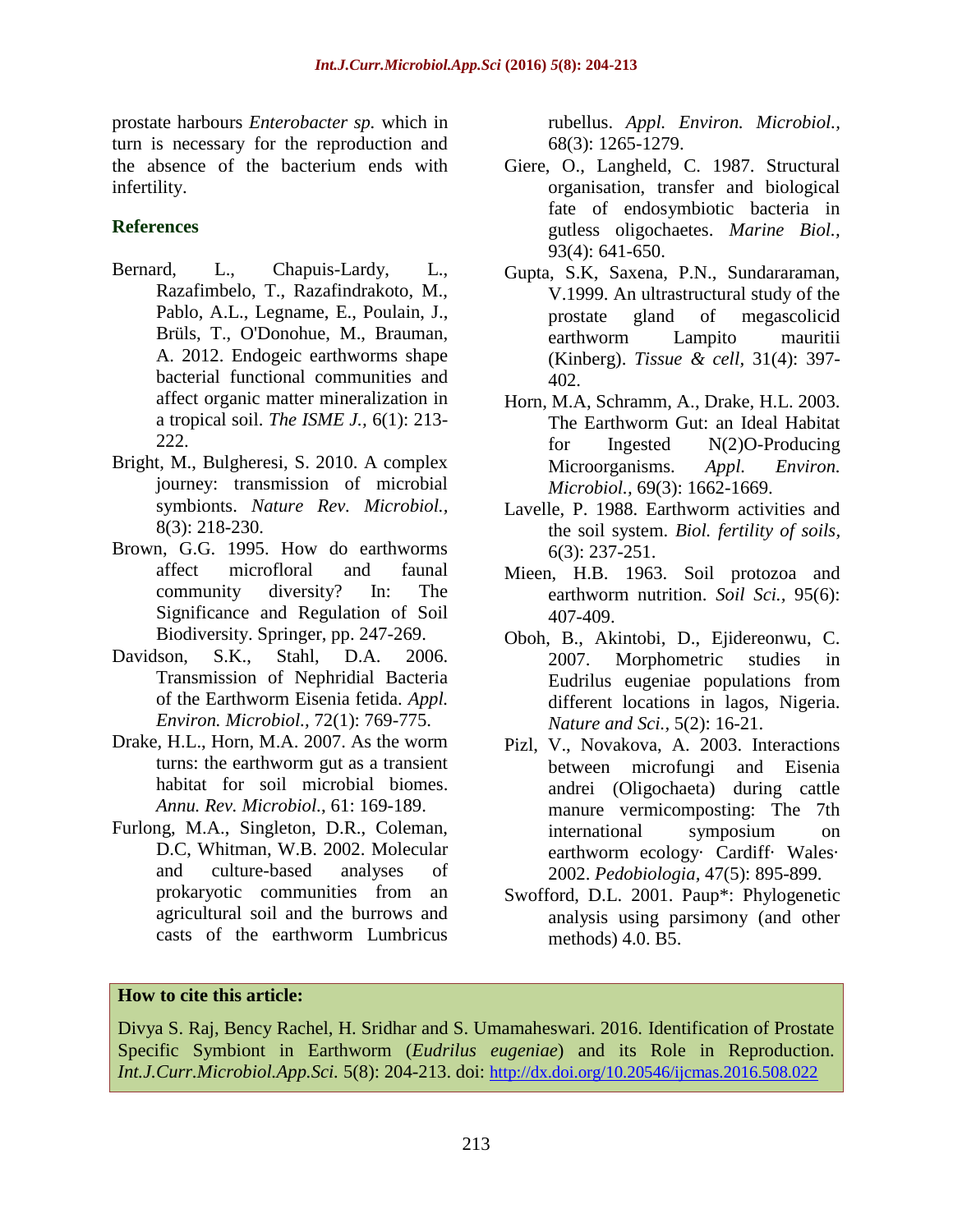prostate harbours *Enterobacter sp.* which in turn is necessary for the reproduction and the absence of the bacterium ends with infertility.

## References

Bernard, L., Chapuis-Lardy, L., Razafimbelo, T., Razafindrakoto, M., Pablo, A.L., Legname, E., Poulain, J., Brüls, T., O'Donohue, M., Brauman, A. 2012. Endogeic earthworms shape bacterial functional communities and affect organic matter mineralization in a tropical soil. *The ISME J.,* 6(1): 213-222.

Bright, M., Bulgheresi, S. 2010. A complex journey: transmission of microbial symbionts. *Nature Rev. Microbiol.,* 8(3): 218-230.

Brown, G.G. 1995. How do earthworms affect microfloral and faunal community diversity? In: The Significance and Regulation of Soil Biodiversity. Springer, pp. 247-269.

Davidson, S.K., Stahl, D.A. 2006. Transmission of Nephridial Bacteria of the Earthworm Eisenia fetida. *Appl. Environ. Microbiol.,* 72(1): 769-775.

Drake, H.L., Horn, M.A. 2007. As the worm turns: the earthworm gut as a transient habitat for soil microbial biomes. *Annu. Rev. Microbiol.,* 61: 169-189.

Furlong, M.A., Singleton, D.R., Coleman, D.C, Whitman, W.B. 2002. Molecular and culture-based analyses of prokaryotic communities from an agricultural soil and the burrows and casts of the earthworm Lumbricus rubellus. *Appl. Environ. Microbiol.,* 68(3): 1265-1279.

Giere, O., Langheld, C. 1987. Structural organisation, transfer and biological fate of endosymbiotic bacteria in gutless oligochaetes. *Marine Biol.,* 93(4): 641-650.

Gupta, S.K, Saxena, P.N., Sundararaman, V.1999. An ultrastructural study of the prostate gland of megascolicid earthworm Lampito mauritii (Kinberg). *Tissue & cell,* 31(4): 397-402.

Horn, M.A, Schramm, A., Drake, H.L. 2003. The Earthworm Gut: an Ideal Habitat for Ingested N(2)O-Producing Microorganisms. *Appl. Environ. Microbiol.,* 69(3): 1662-1669.

Lavelle, P. 1988. Earthworm activities and the soil system. *Biol. fertility of soils,* 6(3): 237-251.

Mieen, H.B. 1963. Soil protozoa and earthworm nutrition. *Soil Sci.,* 95(6): 407-409.

Oboh, B., Akintobi, D., Ejidereonwu, C. 2007. Morphometric studies in Eudrilus eugeniae populations from different locations in lagos, Nigeria. *Nature and Sci.,* 5(2): 16-21.

Pizl, V., Novakova, A. 2003. Interactions between microfungi and Eisenia andrei (Oligochaeta) during cattle manure vermicomposting: The 7th international symposium on earthworm ecology· Cardiff· Wales· 2002. *Pedobiologia,* 47(5): 895-899.

Swofford, D.L. 2001. Paup*: Phylogenetic analysis using parsimony (and other methods) 4.0. B5.

**How to cite this article:**

Divya S. Raj, Bency Rachel, H. Sridhar and S. Umamaheswari. 2016. Identification of Prostate Specific Symbiont in Earthworm (*Eudrilus eugeniae*) and its Role in Reproduction. *Int.J.Curr.Microbiol.App.Sci.* 5(8): 204-213. doi: http://dx.doi.org/10.20546/ijcmas.2016.508.022